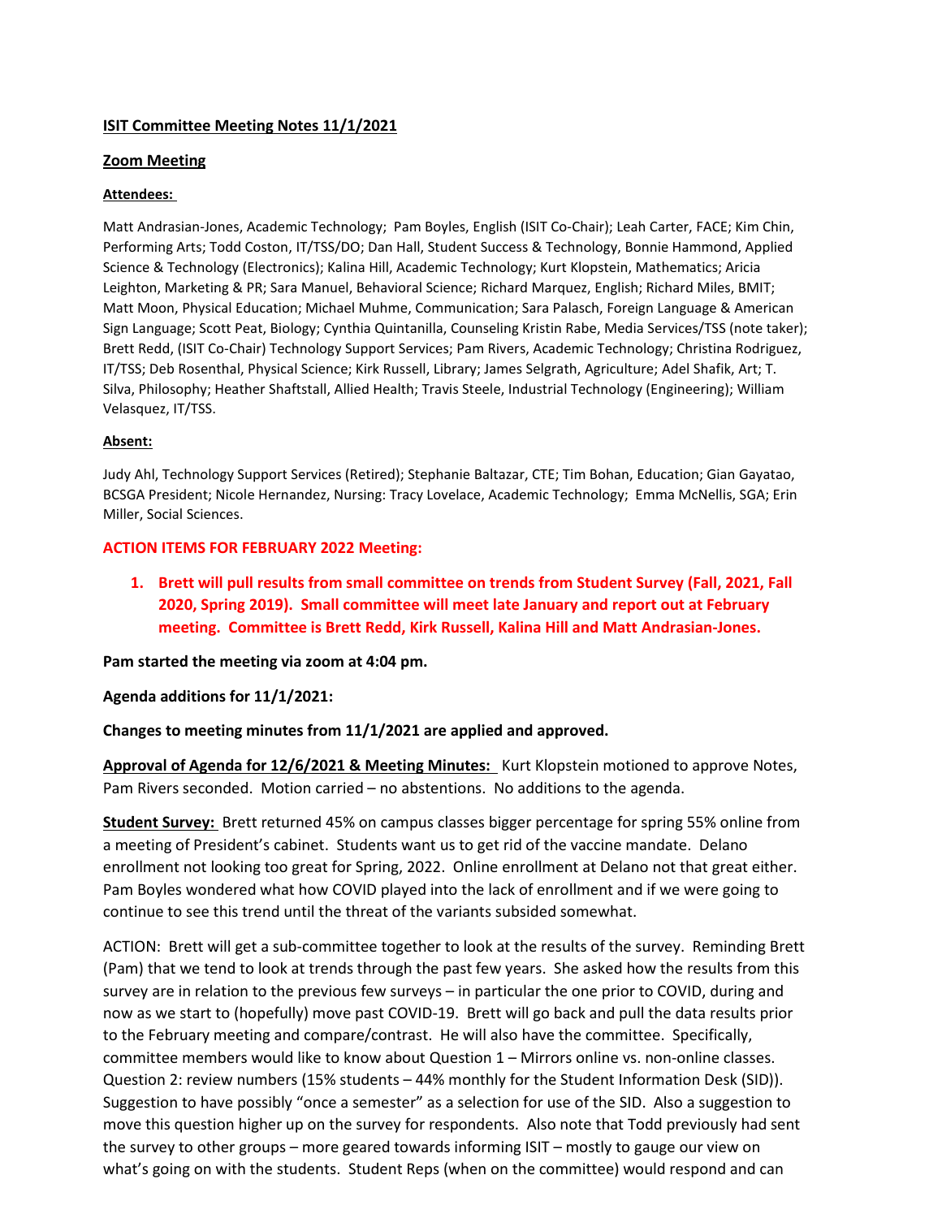**ISIT Committee Meeting Notes 11/1/2021**

**Zoom Meeting**

**Attendees:**

Matt Andrasian-Jones, Academic Technology; Pam Boyles, English (ISIT Co-Chair); Leah Carter, FACE; Kim Chin, Performing Arts; Todd Coston, IT/TSS/DO; Dan Hall, Student Success & Technology, Bonnie Hammond, Applied Science & Technology (Electronics); Kalina Hill, Academic Technology; Kurt Klopstein, Mathematics; Aricia Leighton, Marketing & PR; Sara Manuel, Behavioral Science; Richard Marquez, English; Richard Miles, BMIT; Matt Moon, Physical Education; Michael Muhme, Communication; Sara Palasch, Foreign Language & American Sign Language; Scott Peat, Biology; Cynthia Quintanilla, Counseling Kristin Rabe, Media Services/TSS (note taker); Brett Redd, (ISIT Co-Chair) Technology Support Services; Pam Rivers, Academic Technology; Christina Rodriguez, IT/TSS; Deb Rosenthal, Physical Science; Kirk Russell, Library; James Selgrath, Agriculture; Adel Shafik, Art; T. Silva, Philosophy; Heather Shaftstall, Allied Health; Travis Steele, Industrial Technology (Engineering); William Velasquez, IT/TSS.

**Absent:**

Judy Ahl, Technology Support Services (Retired); Stephanie Baltazar, CTE; Tim Bohan, Education; Gian Gayatao, BCSGA President; Nicole Hernandez, Nursing: Tracy Lovelace, Academic Technology; Emma McNellis, SGA; Erin Miller, Social Sciences.

**ACTION ITEMS FOR FEBRUARY 2022 Meeting:**

1. **Brett will pull results from small committee on trends from Student Survey (Fall, 2021, Fall 2020, Spring 2019). Small committee will meet late January and report out at February meeting. Committee is Brett Redd, Kirk Russell, Kalina Hill and Matt Andrasian-Jones.**

**Pam started the meeting via zoom at 4:04 pm.**

**Agenda additions for 11/1/2021:**

**Changes to meeting minutes from 11/1/2021 are applied and approved.**

**Approval of Agenda for 12/6/2021 & Meeting Minutes:** Kurt Klopstein motioned to approve Notes, Pam Rivers seconded. Motion carried – no abstentions. No additions to the agenda.

**Student Survey:** Brett returned 45% on campus classes bigger percentage for spring 55% online from a meeting of President's cabinet. Students want us to get rid of the vaccine mandate. Delano enrollment not looking too great for Spring, 2022. Online enrollment at Delano not that great either. Pam Boyles wondered what how COVID played into the lack of enrollment and if we were going to continue to see this trend until the threat of the variants subsided somewhat.

ACTION: Brett will get a sub-committee together to look at the results of the survey. Reminding Brett (Pam) that we tend to look at trends through the past few years. She asked how the results from this survey are in relation to the previous few surveys – in particular the one prior to COVID, during and now as we start to (hopefully) move past COVID-19. Brett will go back and pull the data results prior to the February meeting and compare/contrast. He will also have the committee. Specifically, committee members would like to know about Question 1 – Mirrors online vs. non-online classes. Question 2: review numbers (15% students – 44% monthly for the Student Information Desk (SID)). Suggestion to have possibly "once a semester" as a selection for use of the SID. Also a suggestion to move this question higher up on the survey for respondents. Also note that Todd previously had sent the survey to other groups – more geared towards informing ISIT – mostly to gauge our view on what's going on with the students. Student Reps (when on the committee) would respond and can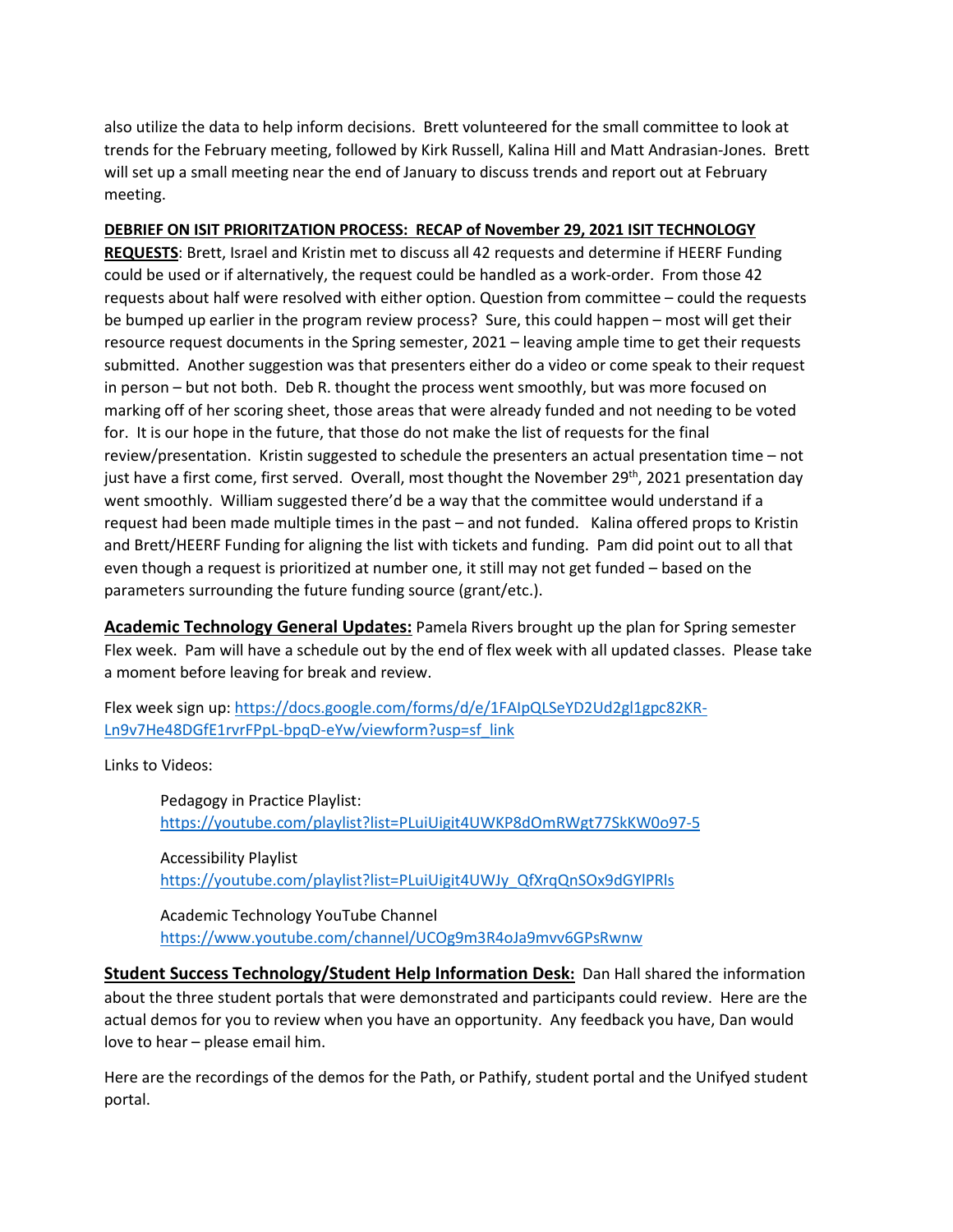also utilize the data to help inform decisions. Brett volunteered for the small committee to look at trends for the February meeting, followed by Kirk Russell, Kalina Hill and Matt Andrasian-Jones. Brett will set up a small meeting near the end of January to discuss trends and report out at February meeting.

**DEBRIEF ON ISIT PRIORITZATION PROCESS: RECAP of November 29, 2021 ISIT TECHNOLOGY REQUESTS**: Brett, Israel and Kristin met to discuss all 42 requests and determine if HEERF Funding could be used or if alternatively, the request could be handled as a work-order. From those 42 requests about half were resolved with either option. Question from committee – could the requests be bumped up earlier in the program review process? Sure, this could happen – most will get their resource request documents in the Spring semester, 2021 – leaving ample time to get their requests submitted. Another suggestion was that presenters either do a video or come speak to their request in person – but not both. Deb R. thought the process went smoothly, but was more focused on marking off of her scoring sheet, those areas that were already funded and not needing to be voted for. It is our hope in the future, that those do not make the list of requests for the final review/presentation. Kristin suggested to schedule the presenters an actual presentation time – not just have a first come, first served. Overall, most thought the November 29th, 2021 presentation day went smoothly. William suggested there'd be a way that the committee would understand if a request had been made multiple times in the past – and not funded. Kalina offered props to Kristin and Brett/HEERF Funding for aligning the list with tickets and funding. Pam did point out to all that even though a request is prioritized at number one, it still may not get funded – based on the parameters surrounding the future funding source (grant/etc.).

**Academic Technology General Updates:** Pamela Rivers brought up the plan for Spring semester Flex week. Pam will have a schedule out by the end of flex week with all updated classes. Please take a moment before leaving for break and review.

Flex week sign up: https://docs.google.com/forms/d/e/1FAIpQLSeYD2Ud2gl1gpc82KR-Ln9v7He48DGfE1rvrFPpL-bpqD-eYw/viewform?usp=sf_link

Links to Videos:

> Pedagogy in Practice Playlist:
> https://youtube.com/playlist?list=PLuiUigit4UWKP8dOmRWgt77SkKW0o97-5
>
> Accessibility Playlist
> https://youtube.com/playlist?list=PLuiUigit4UWJy_QfXrqQnSOx9dGYlPRls
>
> Academic Technology YouTube Channel
> https://www.youtube.com/channel/UCOg9m3R4oJa9mvv6GPsRwnw

**Student Success Technology/Student Help Information Desk:** Dan Hall shared the information about the three student portals that were demonstrated and participants could review. Here are the actual demos for you to review when you have an opportunity. Any feedback you have, Dan would love to hear – please email him.

Here are the recordings of the demos for the Path, or Pathify, student portal and the Unifyed student portal.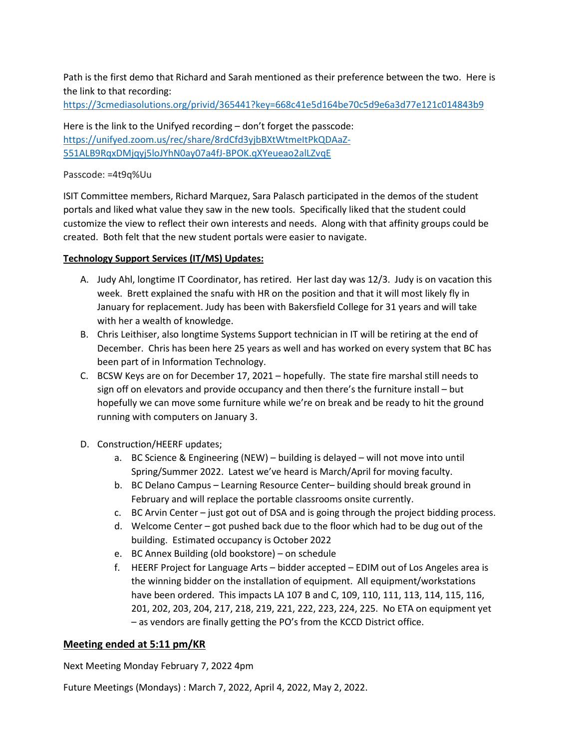Path is the first demo that Richard and Sarah mentioned as their preference between the two. Here is the link to that recording:
https://3cmediasolutions.org/privid/365441?key=668c41e5d164be70c5d9e6a3d77e121c014843b9

Here is the link to the Unifyed recording – don't forget the passcode:
https://unifyed.zoom.us/rec/share/8rdCfd3yjbBXtWtmeItPkQDAaZ-551ALB9RqxDMjqyj5loJYhN0ay07a4fJ-BPOK.qXYeueao2alLZvqE

Passcode: =4t9q%Uu

ISIT Committee members, Richard Marquez, Sara Palasch participated in the demos of the student portals and liked what value they saw in the new tools. Specifically liked that the student could customize the view to reflect their own interests and needs. Along with that affinity groups could be created. Both felt that the new student portals were easier to navigate.

**Technology Support Services (IT/MS) Updates:**

A. Judy Ahl, longtime IT Coordinator, has retired. Her last day was 12/3. Judy is on vacation this week. Brett explained the snafu with HR on the position and that it will most likely fly in January for replacement. Judy has been with Bakersfield College for 31 years and will take with her a wealth of knowledge.
B. Chris Leithiser, also longtime Systems Support technician in IT will be retiring at the end of December. Chris has been here 25 years as well and has worked on every system that BC has been part of in Information Technology.
C. BCSW Keys are on for December 17, 2021 – hopefully. The state fire marshal still needs to sign off on elevators and provide occupancy and then there's the furniture install – but hopefully we can move some furniture while we're on break and be ready to hit the ground running with computers on January 3.
D. Construction/HEERF updates;
    a. BC Science & Engineering (NEW) – building is delayed – will not move into until Spring/Summer 2022. Latest we've heard is March/April for moving faculty.
    b. BC Delano Campus – Learning Resource Center– building should break ground in February and will replace the portable classrooms onsite currently.
    c. BC Arvin Center – just got out of DSA and is going through the project bidding process.
    d. Welcome Center – got pushed back due to the floor which had to be dug out of the building. Estimated occupancy is October 2022
    e. BC Annex Building (old bookstore) – on schedule
    f. HEERF Project for Language Arts – bidder accepted – EDIM out of Los Angeles area is the winning bidder on the installation of equipment. All equipment/workstations have been ordered. This impacts LA 107 B and C, 109, 110, 111, 113, 114, 115, 116, 201, 202, 203, 204, 217, 218, 219, 221, 222, 223, 224, 225. No ETA on equipment yet – as vendors are finally getting the PO's from the KCCD District office.

## **Meeting ended at 5:11 pm/KR**

Next Meeting Monday February 7, 2022 4pm

Future Meetings (Mondays) : March 7, 2022, April 4, 2022, May 2, 2022.